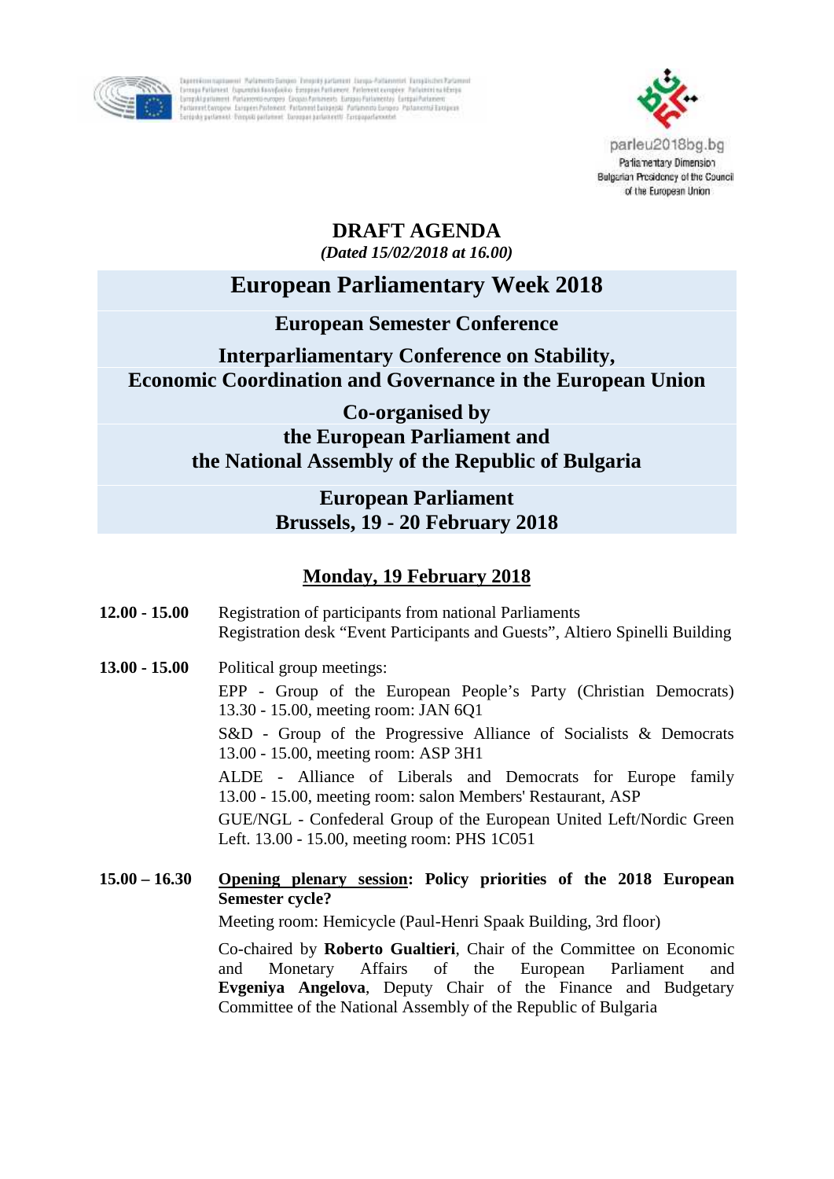parleu2018bg.bg
Parliamentary Dimension
Bulgarian Presidency of the Council of the European Union

# DRAFT AGENDA

***(Dated 15/02/2018 at 16.00)***

# European Parliamentary Week 2018

## European Semester Conference

## Interparliamentary Conference on Stability, Economic Coordination and Governance in the European Union

## Co-organised by the European Parliament and the National Assembly of the Republic of Bulgaria

## European Parliament
## Brussels, 19 - 20 February 2018

## <u>Monday, 19 February 2018</u>

**12.00 - 15.00** Registration of participants from national Parliaments
Registration desk "Event Participants and Guests", Altiero Spinelli Building

**13.00 - 15.00** Political group meetings:

EPP - Group of the European People's Party (Christian Democrats) 13.30 - 15.00, meeting room: JAN 6Q1

S&D - Group of the Progressive Alliance of Socialists & Democrats 13.00 - 15.00, meeting room: ASP 3H1

ALDE - Alliance of Liberals and Democrats for Europe family 13.00 - 15.00, meeting room: salon Members' Restaurant, ASP

GUE/NGL - Confederal Group of the European United Left/Nordic Green Left. 13.00 - 15.00, meeting room: PHS 1C051

**15.00 – 16.30** **<u>Opening plenary session</u>: Policy priorities of the 2018 European Semester cycle?**

Meeting room: Hemicycle (Paul-Henri Spaak Building, 3rd floor)

Co-chaired by **Roberto Gualtieri**, Chair of the Committee on Economic and Monetary Affairs of the European Parliament and **Evgeniya Angelova**, Deputy Chair of the Finance and Budgetary Committee of the National Assembly of the Republic of Bulgaria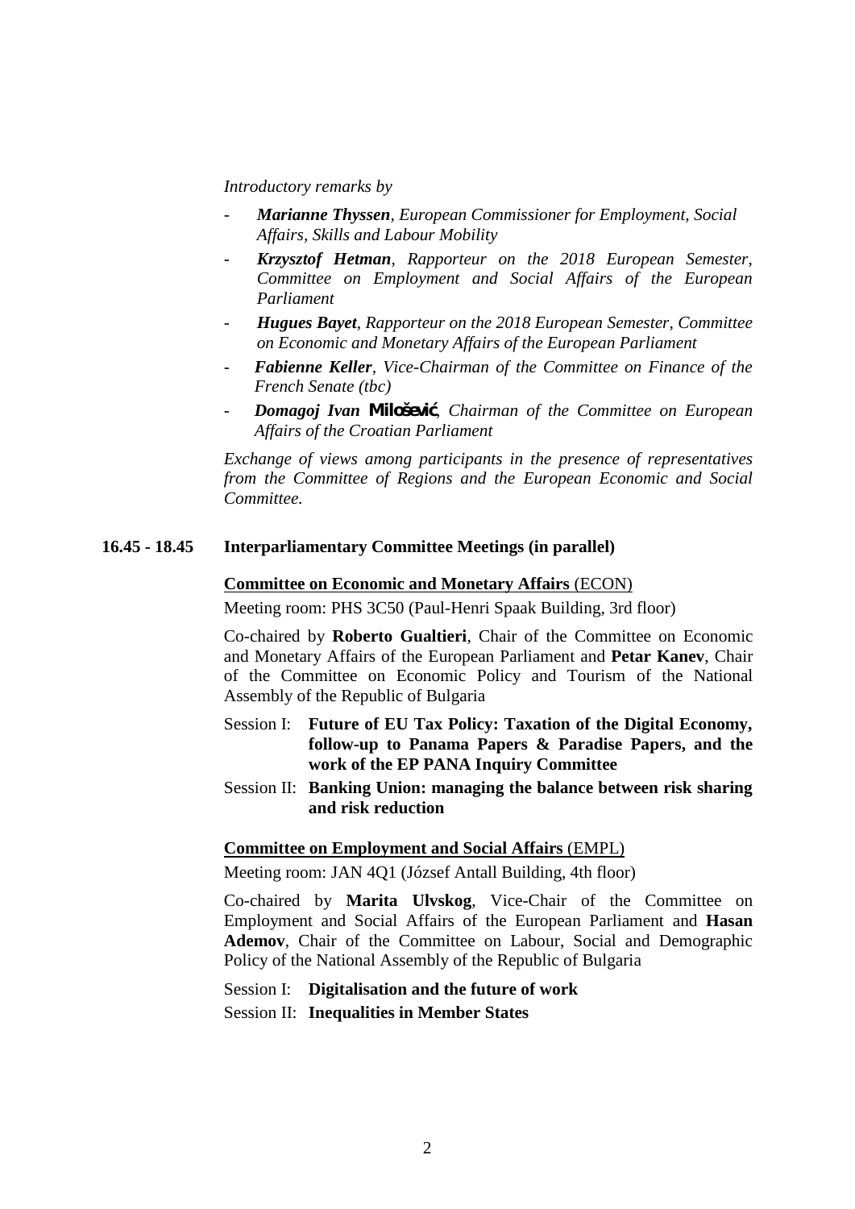*Introductory remarks by*

- ***Marianne Thyssen**, European Commissioner for Employment, Social Affairs, Skills and Labour Mobility*
- ***Krzysztof Hetman**, Rapporteur on the 2018 European Semester, Committee on Employment and Social Affairs of the European Parliament*
- ***Hugues Bayet**, Rapporteur on the 2018 European Semester, Committee on Economic and Monetary Affairs of the European Parliament*
- ***Fabienne Keller**, Vice-Chairman of the Committee on Finance of the French Senate (tbc)*
- ***Domagoj Ivan Milošević**, Chairman of the Committee on European Affairs of the Croatian Parliament*

*Exchange of views among participants in the presence of representatives from the Committee of Regions and the European Economic and Social Committee.*

**16.45 - 18.45 Interparliamentary Committee Meetings (in parallel)**

**Committee on Economic and Monetary Affairs** (ECON)

Meeting room: PHS 3C50 (Paul-Henri Spaak Building, 3rd floor)

Co-chaired by **Roberto Gualtieri**, Chair of the Committee on Economic and Monetary Affairs of the European Parliament and **Petar Kanev**, Chair of the Committee on Economic Policy and Tourism of the National Assembly of the Republic of Bulgaria

Session I: **Future of EU Tax Policy: Taxation of the Digital Economy, follow-up to Panama Papers & Paradise Papers, and the work of the EP PANA Inquiry Committee**

Session II: **Banking Union: managing the balance between risk sharing and risk reduction**

**Committee on Employment and Social Affairs** (EMPL)

Meeting room: JAN 4Q1 (József Antall Building, 4th floor)

Co-chaired by **Marita Ulvskog**, Vice-Chair of the Committee on Employment and Social Affairs of the European Parliament and **Hasan Ademov**, Chair of the Committee on Labour, Social and Demographic Policy of the National Assembly of the Republic of Bulgaria

Session I: **Digitalisation and the future of work**

Session II: **Inequalities in Member States**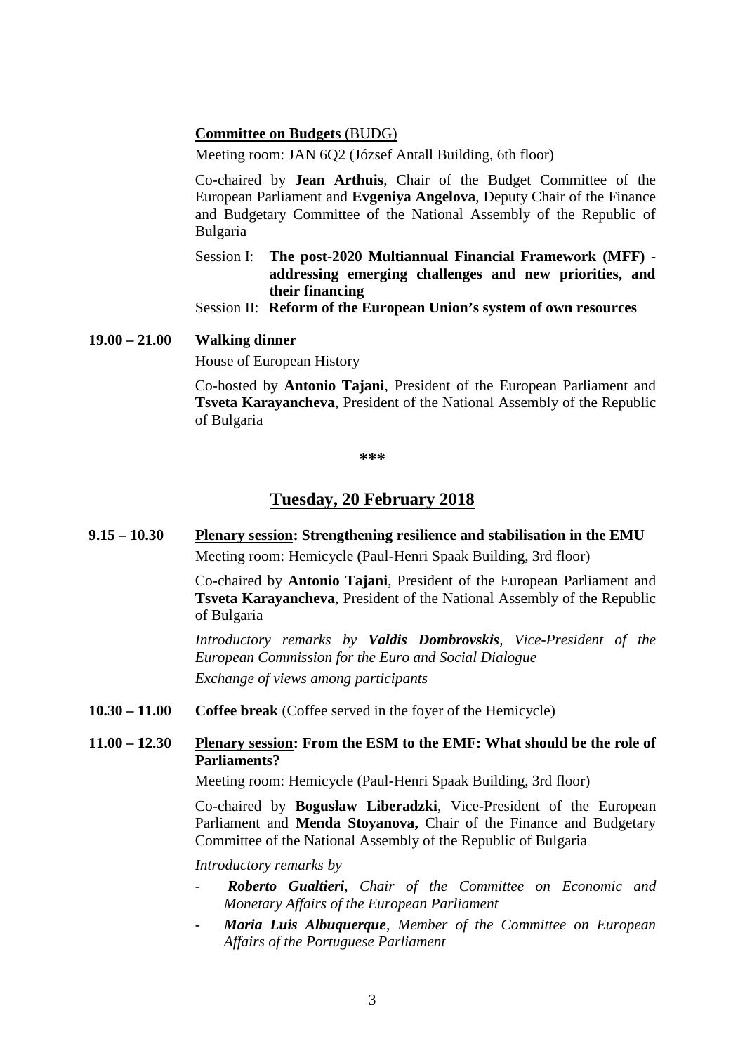**Committee on Budgets** (BUDG)

Meeting room: JAN 6Q2 (József Antall Building, 6th floor)

Co-chaired by **Jean Arthuis**, Chair of the Budget Committee of the European Parliament and **Evgeniya Angelova**, Deputy Chair of the Finance and Budgetary Committee of the National Assembly of the Republic of Bulgaria

Session I: **The post-2020 Multiannual Financial Framework (MFF) - addressing emerging challenges and new priorities, and their financing**

Session II: **Reform of the European Union's system of own resources**

**19.00 – 21.00** **Walking dinner**

House of European History

Co-hosted by **Antonio Tajani**, President of the European Parliament and **Tsveta Karayancheva**, President of the National Assembly of the Republic of Bulgaria

***

## Tuesday, 20 February 2018

**9.15 – 10.30** **Plenary session: Strengthening resilience and stabilisation in the EMU**

Meeting room: Hemicycle (Paul-Henri Spaak Building, 3rd floor)

Co-chaired by **Antonio Tajani**, President of the European Parliament and **Tsveta Karayancheva**, President of the National Assembly of the Republic of Bulgaria

*Introductory remarks by **Valdis Dombrovskis**, Vice-President of the European Commission for the Euro and Social Dialogue*

*Exchange of views among participants*

**10.30 – 11.00** **Coffee break** (Coffee served in the foyer of the Hemicycle)

**11.00 – 12.30** **Plenary session: From the ESM to the EMF: What should be the role of Parliaments?**

Meeting room: Hemicycle (Paul-Henri Spaak Building, 3rd floor)

Co-chaired by **Bogusław Liberadzki**, Vice-President of the European Parliament and **Menda Stoyanova,** Chair of the Finance and Budgetary Committee of the National Assembly of the Republic of Bulgaria

*Introductory remarks by*

- ***Roberto Gualtieri**, Chair of the Committee on Economic and Monetary Affairs of the European Parliament*
- ***Maria Luis Albuquerque**, Member of the Committee on European Affairs of the Portuguese Parliament*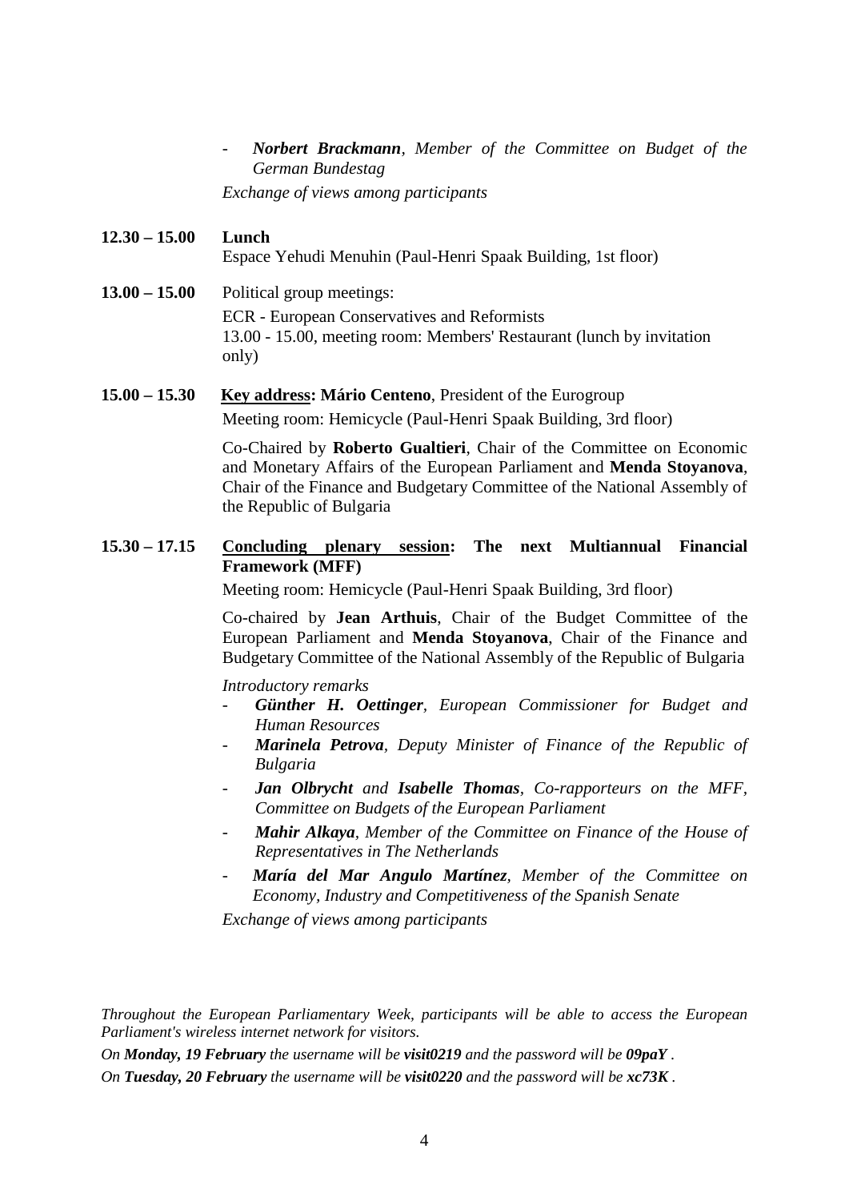- ***Norbert Brackmann****, Member of the Committee on Budget of the German Bundestag*

*Exchange of views among participants*

**12.30 – 15.00** **Lunch**
Espace Yehudi Menuhin (Paul-Henri Spaak Building, 1st floor)

**13.00 – 15.00** Political group meetings:
ECR - European Conservatives and Reformists
13.00 - 15.00, meeting room: Members' Restaurant (lunch by invitation only)

**15.00 – 15.30** **Key address: Mário Centeno**, President of the Eurogroup
Meeting room: Hemicycle (Paul-Henri Spaak Building, 3rd floor)

Co-Chaired by **Roberto Gualtieri**, Chair of the Committee on Economic and Monetary Affairs of the European Parliament and **Menda Stoyanova**, Chair of the Finance and Budgetary Committee of the National Assembly of the Republic of Bulgaria

**15.30 – 17.15** **Concluding plenary session: The next Multiannual Financial Framework (MFF)**

Meeting room: Hemicycle (Paul-Henri Spaak Building, 3rd floor)

Co-chaired by **Jean Arthuis**, Chair of the Budget Committee of the European Parliament and **Menda Stoyanova**, Chair of the Finance and Budgetary Committee of the National Assembly of the Republic of Bulgaria

*Introductory remarks*

- ***Günther H. Oettinger****, European Commissioner for Budget and Human Resources*
- ***Marinela Petrova****, Deputy Minister of Finance of the Republic of Bulgaria*
- ***Jan Olbrycht*** *and* ***Isabelle Thomas****, Co-rapporteurs on the MFF, Committee on Budgets of the European Parliament*
- ***Mahir Alkaya****, Member of the Committee on Finance of the House of Representatives in The Netherlands*
- ***María del Mar Angulo Martínez****, Member of the Committee on Economy, Industry and Competitiveness of the Spanish Senate*

*Exchange of views among participants*

*Throughout the European Parliamentary Week, participants will be able to access the European Parliament's wireless internet network for visitors.*

*On* ***Monday, 19 February*** *the username will be* ***visit0219*** *and the password will be* ***09paY*** *.*

*On* ***Tuesday, 20 February*** *the username will be* ***visit0220*** *and the password will be* ***xc73K*** *.*